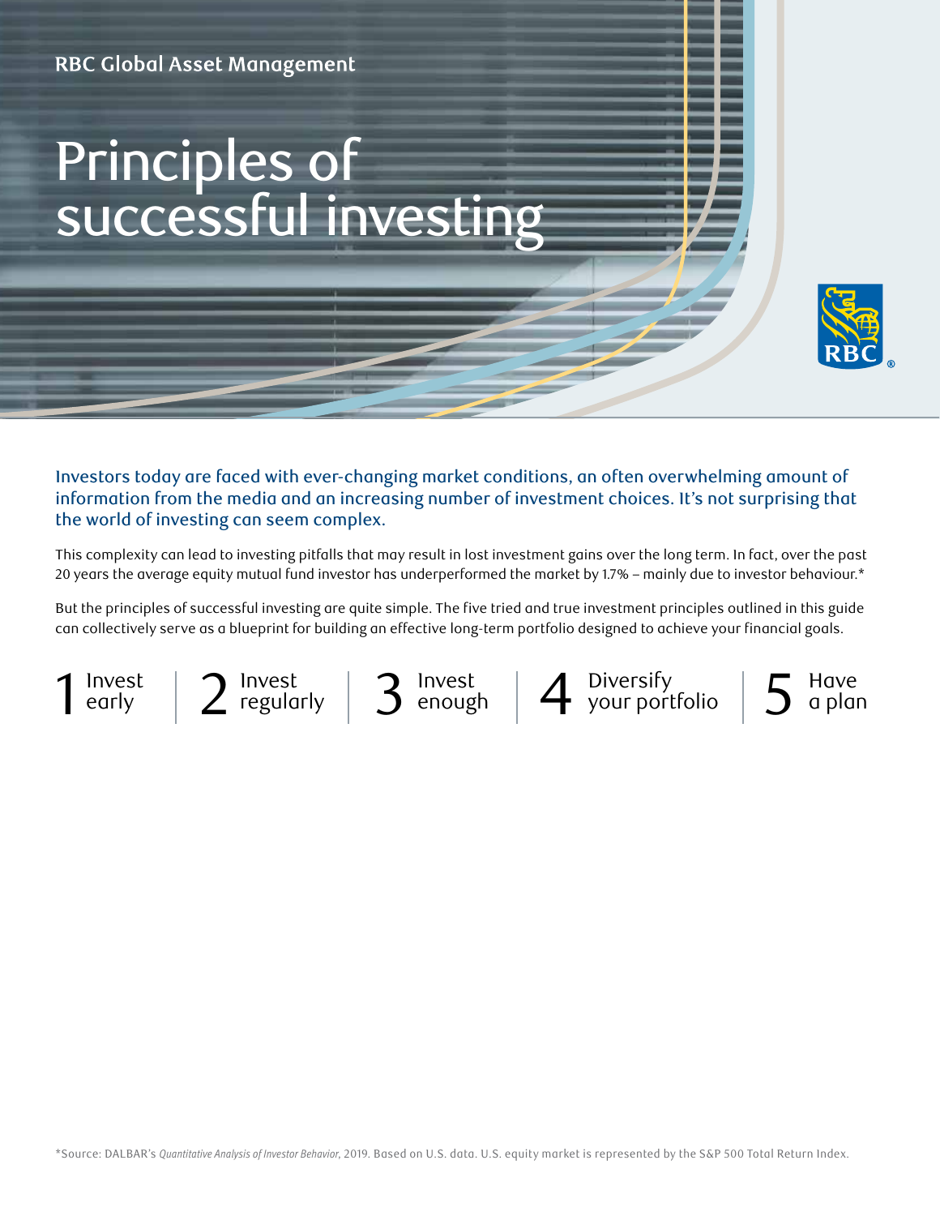RBC Global Asset Management

# Principles of successful investing

**Investors today are faced with ever-changing market conditions, an often overwhelming amount of information from the media and an increasing number of investment choices. It's not surprising that the world of investing can seem complex.**

This complexity can lead to investing pitfalls that may result in lost investment gains over the long term. In fact, over the past 20 years the average equity mutual fund investor has underperformed the market by 1.7% – mainly due to investor behaviour.*

But the principles of successful investing are quite simple. The five tried and true investment principles outlined in this guide can collectively serve as a blueprint for building an effective long-term portfolio designed to achieve your financial goals.

1. Invest early
2. Invest regularly
3. Invest enough
4. Diversify your portfolio
5. Have a plan

*Source: DALBAR's *Quantitative Analysis of Investor Behavior*, 2019. Based on U.S. data. U.S. equity market is represented by the S&P 500 Total Return Index.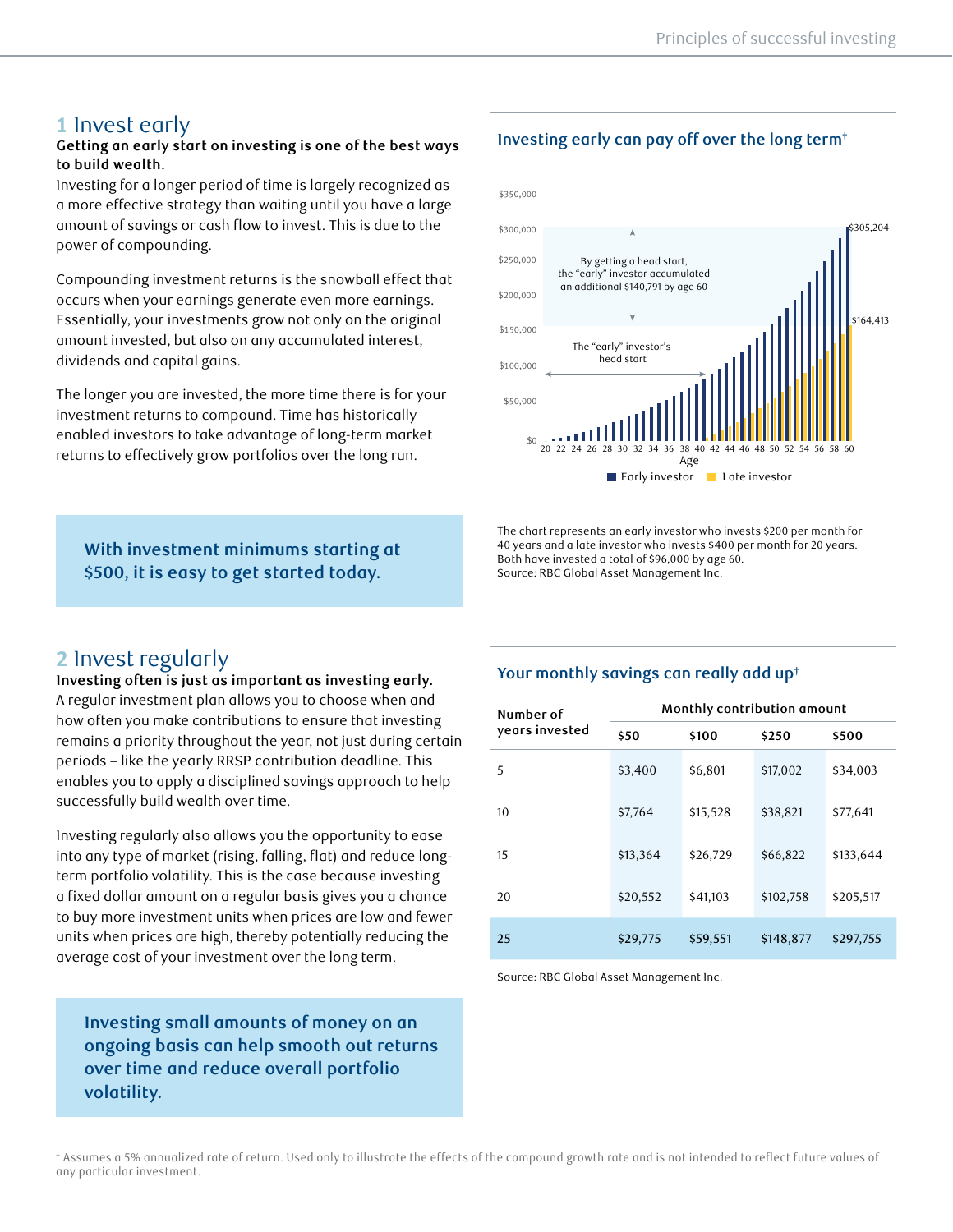## 1 Invest early

**Getting an early start on investing is one of the best ways to build wealth.**

Investing for a longer period of time is largely recognized as a more effective strategy than waiting until you have a large amount of savings or cash flow to invest. This is due to the power of compounding.

Compounding investment returns is the snowball effect that occurs when your earnings generate even more earnings. Essentially, your investments grow not only on the original amount invested, but also on any accumulated interest, dividends and capital gains.

The longer you are invested, the more time there is for your investment returns to compound. Time has historically enabled investors to take advantage of long-term market returns to effectively grow portfolios over the long run.

### Investing early can pay off over the long term†

By getting a head start, the "early" investor accumulated an additional $140,791 by age 60

The "early" investor's head start

$305,204

$164,413

Early investor | Late investor

The chart represents an early investor who invests $200 per month for 40 years and a late investor who invests $400 per month for 20 years. Both have invested a total of $96,000 by age 60.
Source: RBC Global Asset Management Inc.

**With investment minimums starting at $500, it is easy to get started today.**

## 2 Invest regularly

**Investing often is just as important as investing early.**

A regular investment plan allows you to choose when and how often you make contributions to ensure that investing remains a priority throughout the year, not just during certain periods – like the yearly RRSP contribution deadline. This enables you to apply a disciplined savings approach to help successfully build wealth over time.

Investing regularly also allows you the opportunity to ease into any type of market (rising, falling, flat) and reduce long-term portfolio volatility. This is the case because investing a fixed dollar amount on a regular basis gives you a chance to buy more investment units when prices are low and fewer units when prices are high, thereby potentially reducing the average cost of your investment over the long term.

### Your monthly savings can really add up†

| Number of years invested | Monthly contribution amount | | | |
|---|---|---|---|---|
| | $50 | $100 | $250 | $500 |
| 5 | $3,400 | $6,801 | $17,002 | $34,003 |
| 10 | $7,764 | $15,528 | $38,821 | $77,641 |
| 15 | $13,364 | $26,729 | $66,822 | $133,644 |
| 20 | $20,552 | $41,103 | $102,758 | $205,517 |
| 25 | $29,775 | $59,551 | $148,877 | $297,755 |

Source: RBC Global Asset Management Inc.

**Investing small amounts of money on an ongoing basis can help smooth out returns over time and reduce overall portfolio volatility.**

† Assumes a 5% annualized rate of return. Used only to illustrate the effects of the compound growth rate and is not intended to reflect future values of any particular investment.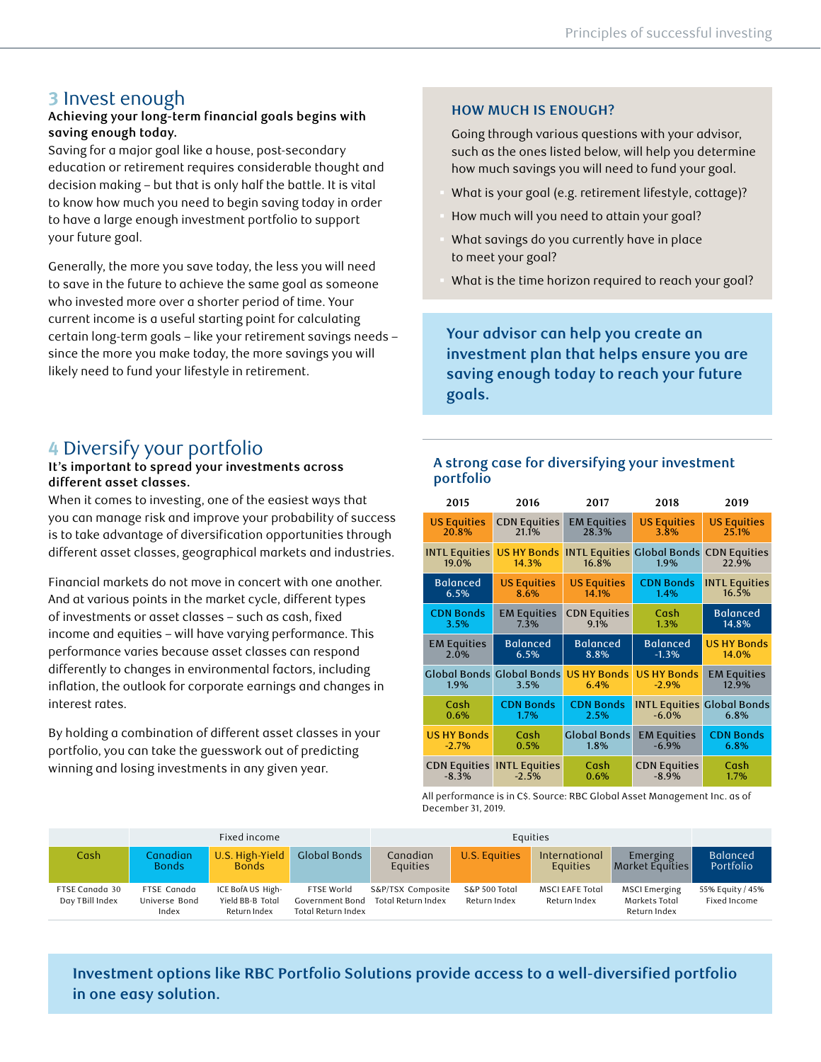## 3 Invest enough

**Achieving your long-term financial goals begins with saving enough today.**

Saving for a major goal like a house, post-secondary education or retirement requires considerable thought and decision making – but that is only half the battle. It is vital to know how much you need to begin saving today in order to have a large enough investment portfolio to support your future goal.

Generally, the more you save today, the less you will need to save in the future to achieve the same goal as someone who invested more over a shorter period of time. Your current income is a useful starting point for calculating certain long-term goals – like your retirement savings needs – since the more you make today, the more savings you will likely need to fund your lifestyle in retirement.

### HOW MUCH IS ENOUGH?

Going through various questions with your advisor, such as the ones listed below, will help you determine how much savings you will need to fund your goal.

- What is your goal (e.g. retirement lifestyle, cottage)?
- How much will you need to attain your goal?
- What savings do you currently have in place to meet your goal?
- What is the time horizon required to reach your goal?

**Your advisor can help you create an investment plan that helps ensure you are saving enough today to reach your future goals.**

## 4 Diversify your portfolio

**It's important to spread your investments across different asset classes.**

When it comes to investing, one of the easiest ways that you can manage risk and improve your probability of success is to take advantage of diversification opportunities through different asset classes, geographical markets and industries.

Financial markets do not move in concert with one another. And at various points in the market cycle, different types of investments or asset classes – such as cash, fixed income and equities – will have varying performance. This performance varies because asset classes can respond differently to changes in environmental factors, including inflation, the outlook for corporate earnings and changes in interest rates.

By holding a combination of different asset classes in your portfolio, you can take the guesswork out of predicting winning and losing investments in any given year.

### A strong case for diversifying your investment portfolio

| 2015 | 2016 | 2017 | 2018 | 2019 |
|---|---|---|---|---|
| US Equities 20.8% | CDN Equities 21.1% | EM Equities 28.3% | US Equities 3.8% | US Equities 25.1% |
| INTL Equities 19.0% | US HY Bonds 14.3% | INTL Equities 16.8% | Global Bonds 1.9% | CDN Equities 22.9% |
| Balanced 6.5% | US Equities 8.6% | US Equities 14.1% | CDN Bonds 1.4% | INTL Equities 16.5% |
| CDN Bonds 3.5% | EM Equities 7.3% | CDN Equities 9.1% | Cash 1.3% | Balanced 14.8% |
| EM Equities 2.0% | Balanced 6.5% | Balanced 8.8% | Balanced -1.3% | US HY Bonds 14.0% |
| Global Bonds 1.9% | Global Bonds 3.5% | US HY Bonds 6.4% | US HY Bonds -2.9% | EM Equities 12.9% |
| Cash 0.6% | CDN Bonds 1.7% | CDN Bonds 2.5% | INTL Equities -6.0% | Global Bonds 6.8% |
| US HY Bonds -2.7% | Cash 0.5% | Global Bonds 1.8% | EM Equities -6.9% | CDN Bonds 6.8% |
| CDN Equities -8.3% | INTL Equities -2.5% | Cash 0.6% | CDN Equities -8.9% | Cash 1.7% |

All performance is in C$. Source: RBC Global Asset Management Inc. as of December 31, 2019.

| | Fixed income | | | Equities | | | | |
|---|---|---|---|---|---|---|---|---|
| Cash | Canadian Bonds | U.S. High-Yield Bonds | Global Bonds | Canadian Equities | U.S. Equities | International Equities | Emerging Market Equities | Balanced Portfolio |
| FTSE Canada 30 Day TBill Index | FTSE Canada Universe Bond Index | ICE BofA US High-Yield BB-B Total Return Index | FTSE World Government Bond Total Return Index | S&P/TSX Composite Total Return Index | S&P 500 Total Return Index | MSCI EAFE Total Return Index | MSCI Emerging Markets Total Return Index | 55% Equity / 45% Fixed Income |

**Investment options like RBC Portfolio Solutions provide access to a well-diversified portfolio in one easy solution.**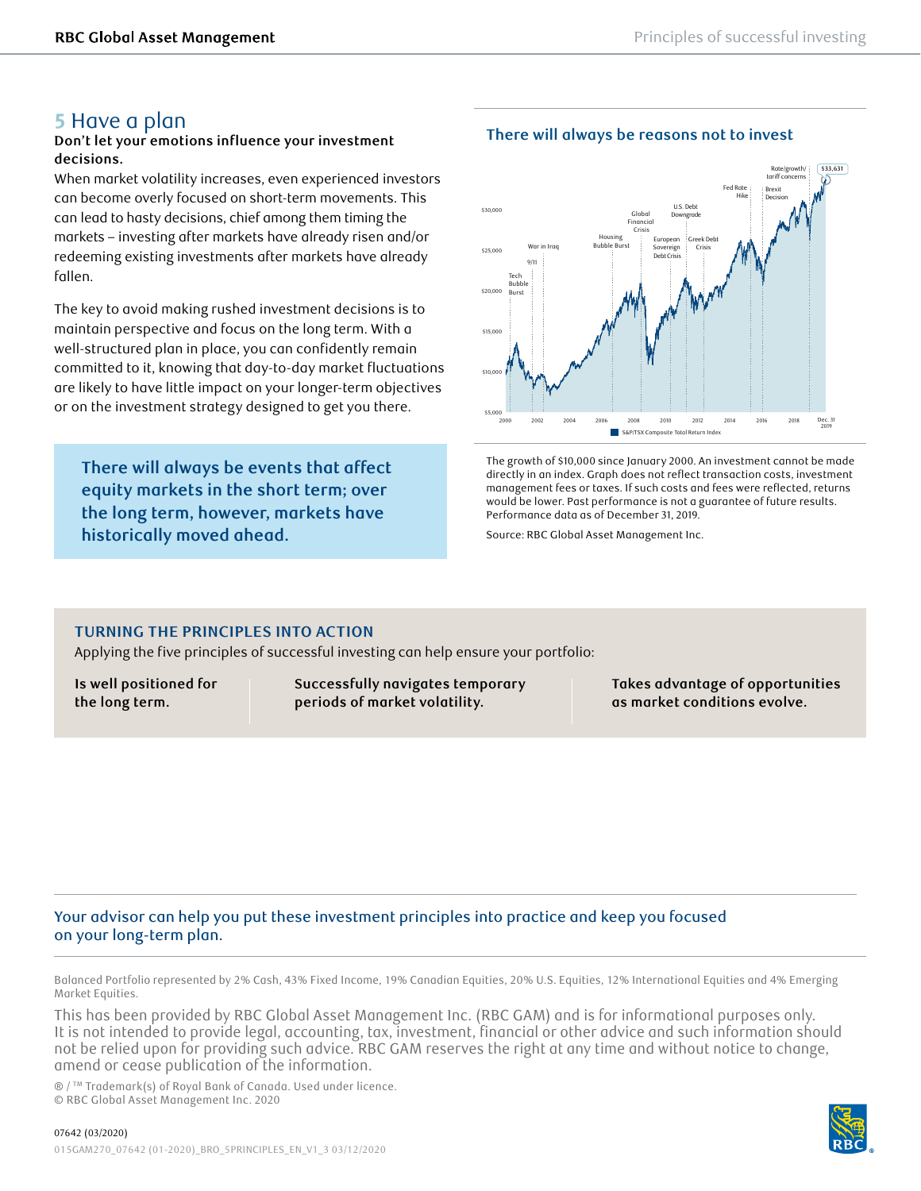## 5 Have a plan

**Don't let your emotions influence your investment decisions.**

When market volatility increases, even experienced investors can become overly focused on short-term movements. This can lead to hasty decisions, chief among them timing the markets – investing after markets have already risen and/or redeeming existing investments after markets have already fallen.

The key to avoid making rushed investment decisions is to maintain perspective and focus on the long term. With a well-structured plan in place, you can confidently remain committed to it, knowing that day-to-day market fluctuations are likely to have little impact on your longer-term objectives or on the investment strategy designed to get you there.

> **There will always be events that affect equity markets in the short term; over the long term, however, markets have historically moved ahead.**

### There will always be reasons not to invest

$33,631
Rate/growth/ tariff concerns
Brexit Decision
Fed Rate Hike
U.S. Debt Downgrade
Global Financial Crisis
Greek Debt Crisis
European Sovereign Debt Crisis
Housing Bubble Burst
War in Iraq
9/11
Tech Bubble Burst
$30,000
$25,000
$20,000
$15,000
$10,000
$5,000
2000 2002 2004 2006 2008 2010 2012 2014 2016 2018 Dec. 31 2019
S&P/TSX Composite Total Return Index

The growth of $10,000 since January 2000. An investment cannot be made directly in an index. Graph does not reflect transaction costs, investment management fees or taxes. If such costs and fees were reflected, returns would be lower. Past performance is not a guarantee of future results. Performance data as of December 31, 2019.

Source: RBC Global Asset Management Inc.

### TURNING THE PRINCIPLES INTO ACTION

Applying the five principles of successful investing can help ensure your portfolio:

- **Is well positioned for the long term.**
- **Successfully navigates temporary periods of market volatility.**
- **Takes advantage of opportunities as market conditions evolve.**

Your advisor can help you put these investment principles into practice and keep you focused on your long-term plan.

Balanced Portfolio represented by 2% Cash, 43% Fixed Income, 19% Canadian Equities, 20% U.S. Equities, 12% International Equities and 4% Emerging Market Equities.

This has been provided by RBC Global Asset Management Inc. (RBC GAM) and is for informational purposes only. It is not intended to provide legal, accounting, tax, investment, financial or other advice and such information should not be relied upon for providing such advice. RBC GAM reserves the right at any time and without notice to change, amend or cease publication of the information.

® / ™ Trademark(s) of Royal Bank of Canada. Used under licence.
© RBC Global Asset Management Inc. 2020

07642 (03/2020)
015GAM270_07642 (01-2020)_BRO_5PRINCIPLES_EN_V1_3 03/12/2020